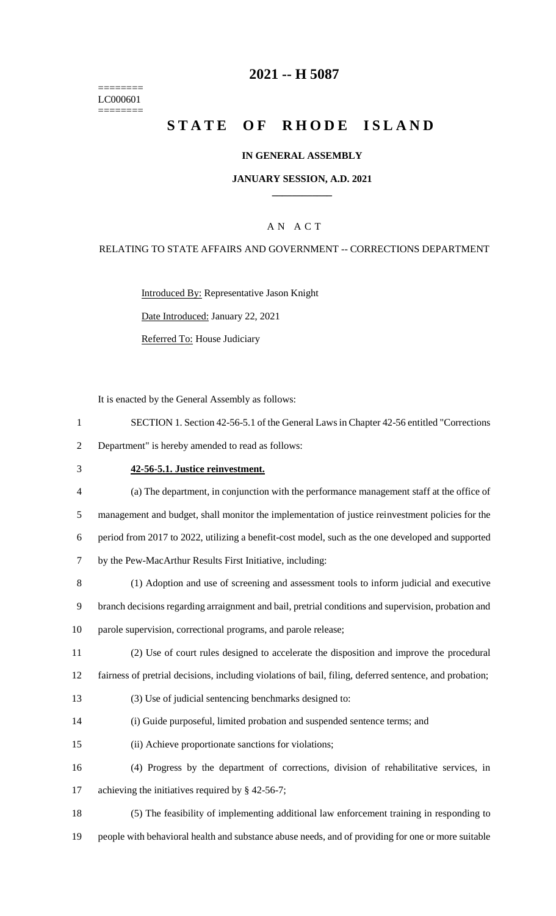========
LC000601
========

# 2021 -- H 5087

# STATE OF RHODE ISLAND

## IN GENERAL ASSEMBLY

### JANUARY SESSION, A.D. 2021

---

A N A C T

RELATING TO STATE AFFAIRS AND GOVERNMENT -- CORRECTIONS DEPARTMENT

Introduced By: Representative Jason Knight

Date Introduced: January 22, 2021

Referred To: House Judiciary

It is enacted by the General Assembly as follows:

SECTION 1. Section 42-56-5.1 of the General Laws in Chapter 42-56 entitled "Corrections Department" is hereby amended to read as follows:

**42-56-5.1. Justice reinvestment.**

(a) The department, in conjunction with the performance management staff at the office of management and budget, shall monitor the implementation of justice reinvestment policies for the period from 2017 to 2022, utilizing a benefit-cost model, such as the one developed and supported by the Pew-MacArthur Results First Initiative, including:

(1) Adoption and use of screening and assessment tools to inform judicial and executive branch decisions regarding arraignment and bail, pretrial conditions and supervision, probation and parole supervision, correctional programs, and parole release;

(2) Use of court rules designed to accelerate the disposition and improve the procedural fairness of pretrial decisions, including violations of bail, filing, deferred sentence, and probation;

(3) Use of judicial sentencing benchmarks designed to:

(i) Guide purposeful, limited probation and suspended sentence terms; and

(ii) Achieve proportionate sanctions for violations;

(4) Progress by the department of corrections, division of rehabilitative services, in achieving the initiatives required by § 42-56-7;

(5) The feasibility of implementing additional law enforcement training in responding to people with behavioral health and substance abuse needs, and of providing for one or more suitable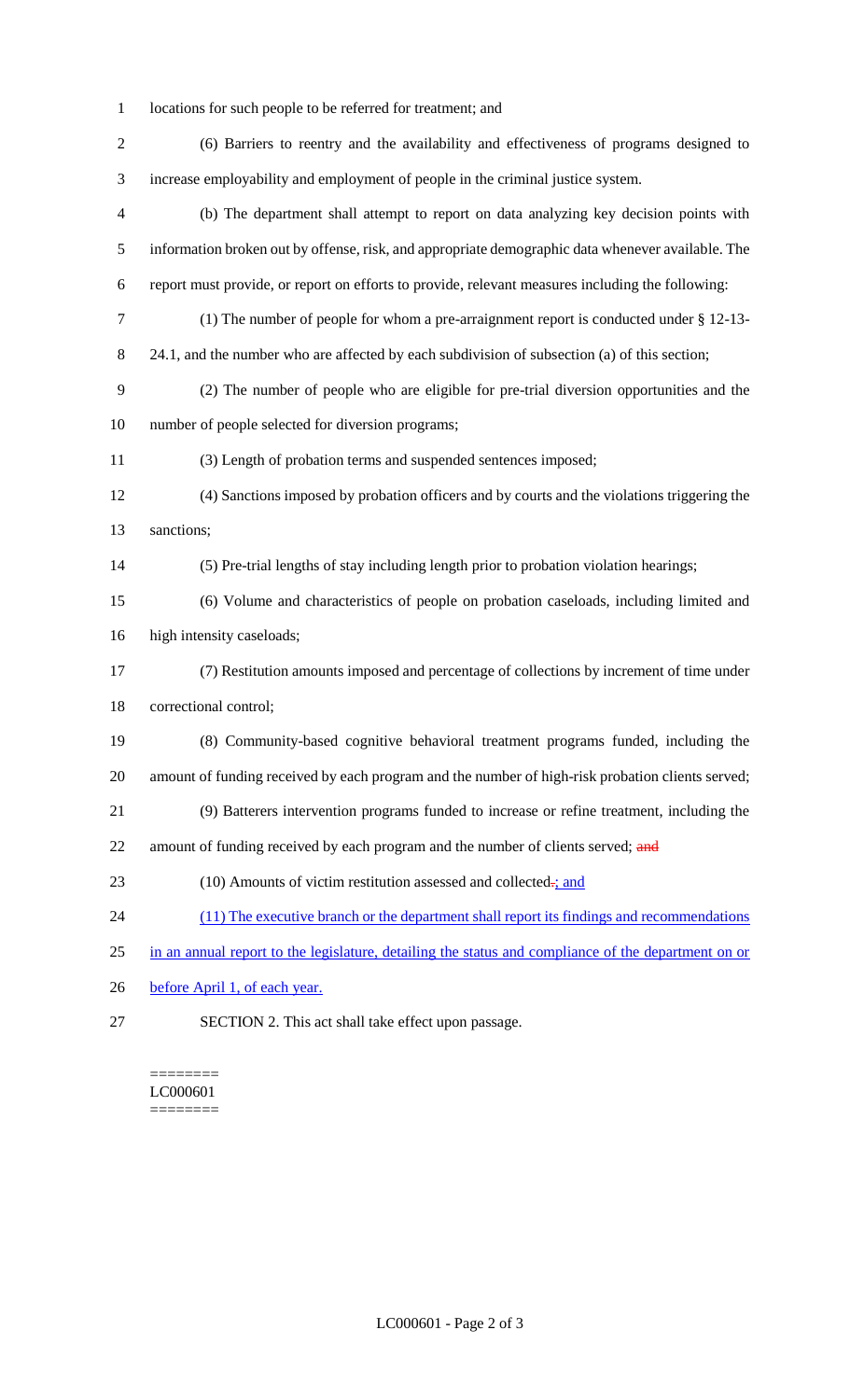locations for such people to be referred for treatment; and

(6) Barriers to reentry and the availability and effectiveness of programs designed to increase employability and employment of people in the criminal justice system.

(b) The department shall attempt to report on data analyzing key decision points with information broken out by offense, risk, and appropriate demographic data whenever available. The report must provide, or report on efforts to provide, relevant measures including the following:

(1) The number of people for whom a pre-arraignment report is conducted under § 12-13-24.1, and the number who are affected by each subdivision of subsection (a) of this section;

(2) The number of people who are eligible for pre-trial diversion opportunities and the number of people selected for diversion programs;

(3) Length of probation terms and suspended sentences imposed;

(4) Sanctions imposed by probation officers and by courts and the violations triggering the sanctions;

(5) Pre-trial lengths of stay including length prior to probation violation hearings;

(6) Volume and characteristics of people on probation caseloads, including limited and high intensity caseloads;

(7) Restitution amounts imposed and percentage of collections by increment of time under correctional control;

(8) Community-based cognitive behavioral treatment programs funded, including the amount of funding received by each program and the number of high-risk probation clients served;

(9) Batterers intervention programs funded to increase or refine treatment, including the amount of funding received by each program and the number of clients served; ~~and~~

(10) Amounts of victim restitution assessed and collected~~.~~; and

(11) The executive branch or the department shall report its findings and recommendations in an annual report to the legislature, detailing the status and compliance of the department on or before April 1, of each year.

SECTION 2. This act shall take effect upon passage.

========
LC000601
========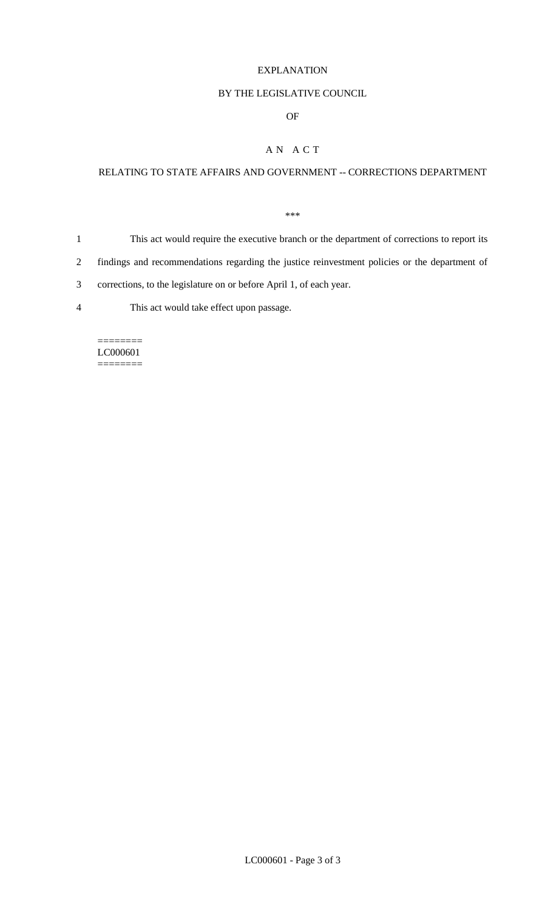EXPLANATION

BY THE LEGISLATIVE COUNCIL

OF

A N A C T

RELATING TO STATE AFFAIRS AND GOVERNMENT -- CORRECTIONS DEPARTMENT

\*\*\*

1 This act would require the executive branch or the department of corrections to report its
2 findings and recommendations regarding the justice reinvestment policies or the department of
3 corrections, to the legislature on or before April 1, of each year.
4 This act would take effect upon passage.

========
LC000601
========